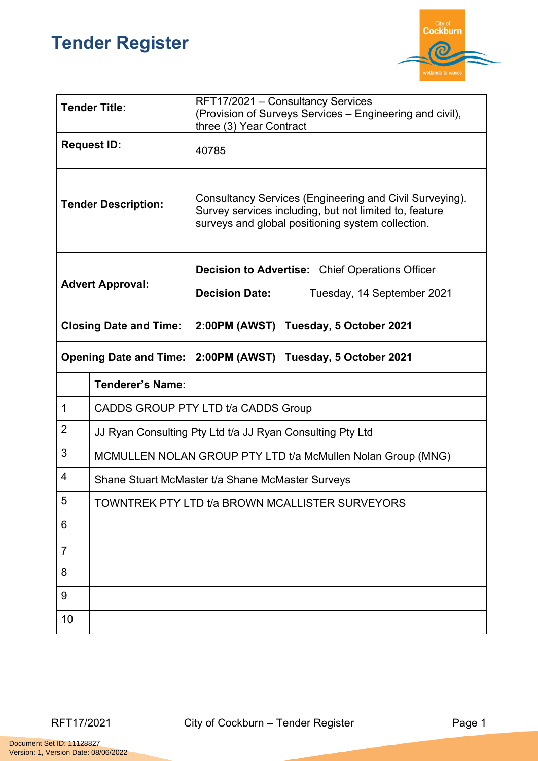# Tender Register

| Tender Title: | RFT17/2021 – Consultancy Services (Provision of Surveys Services – Engineering and civil), three (3) Year Contract |
|---|---|
| **Request ID:** | 40785 |
| **Tender Description:** | Consultancy Services (Engineering and Civil Surveying). Survey services including, but not limited to, feature surveys and global positioning system collection. |
| **Advert Approval:** | **Decision to Advertise:** Chief Operations Officer<br>**Decision Date:** Tuesday, 14 September 2021 |
| **Closing Date and Time:** | **2:00PM (AWST) Tuesday, 5 October 2021** |
| **Opening Date and Time:** | **2:00PM (AWST) Tuesday, 5 October 2021** |

| | Tenderer's Name: |
|---|---|
| 1 | CADDS GROUP PTY LTD t/a CADDS Group |
| 2 | JJ Ryan Consulting Pty Ltd t/a JJ Ryan Consulting Pty Ltd |
| 3 | MCMULLEN NOLAN GROUP PTY LTD t/a McMullen Nolan Group (MNG) |
| 4 | Shane Stuart McMaster t/a Shane McMaster Surveys |
| 5 | TOWNTREK PTY LTD t/a BROWN MCALLISTER SURVEYORS |
| 6 | |
| 7 | |
| 8 | |
| 9 | |
| 10 | |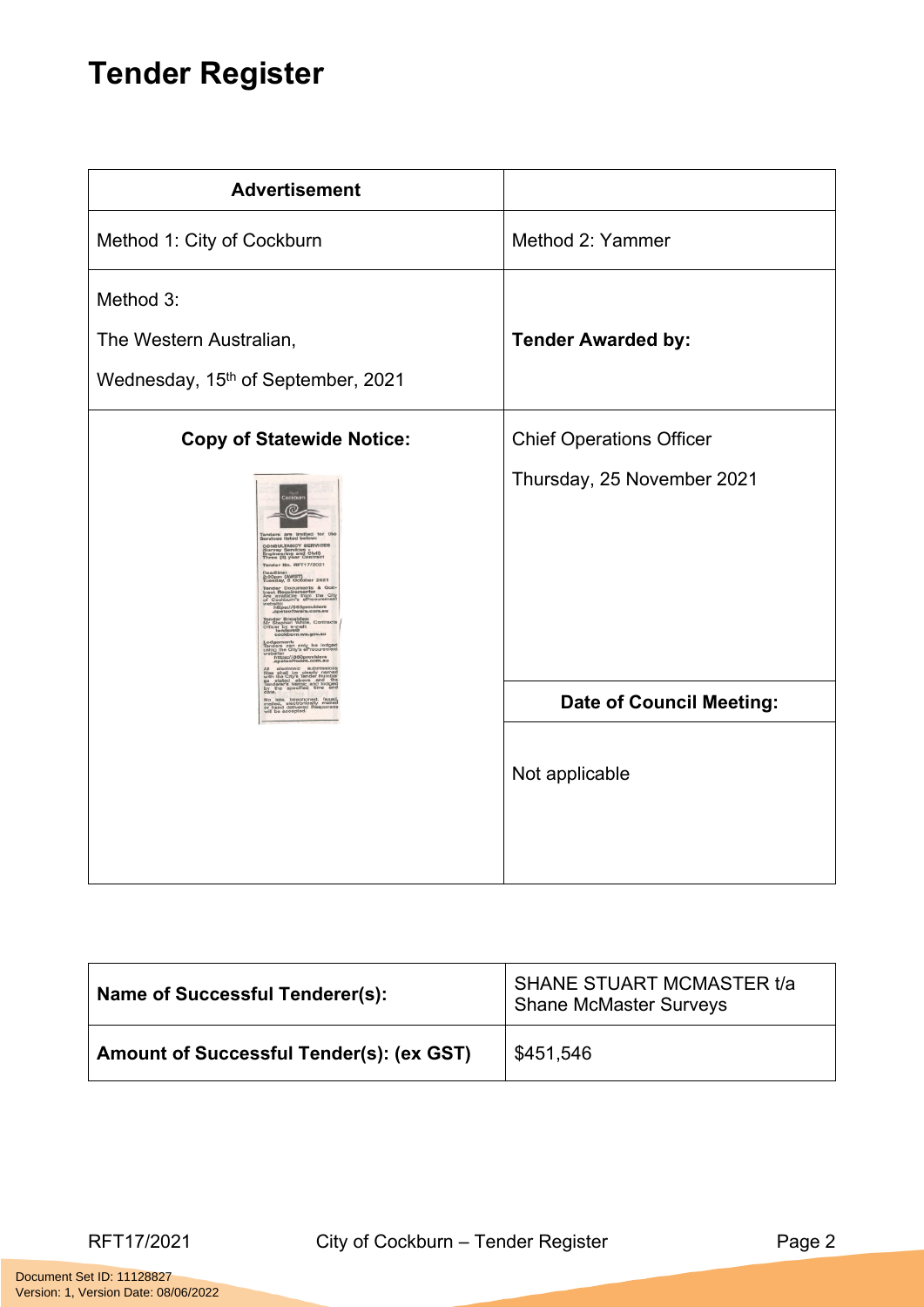# Tender Register

| Advertisement | |
|---|---|
| Method 1: City of Cockburn | Method 2: Yammer |
| Method 3:<br>The Western Australian,<br>Wednesday, 15th of September, 2021 | **Tender Awarded by:** |
| **Copy of Statewide Notice:** | Chief Operations Officer<br>Thursday, 25 November 2021 |
| | **Date of Council Meeting:** |
| | Not applicable |

| | |
|---|---|
| **Name of Successful Tenderer(s):** | SHANE STUART MCMASTER t/a Shane McMaster Surveys |
| **Amount of Successful Tender(s): (ex GST)** | $451,546 |